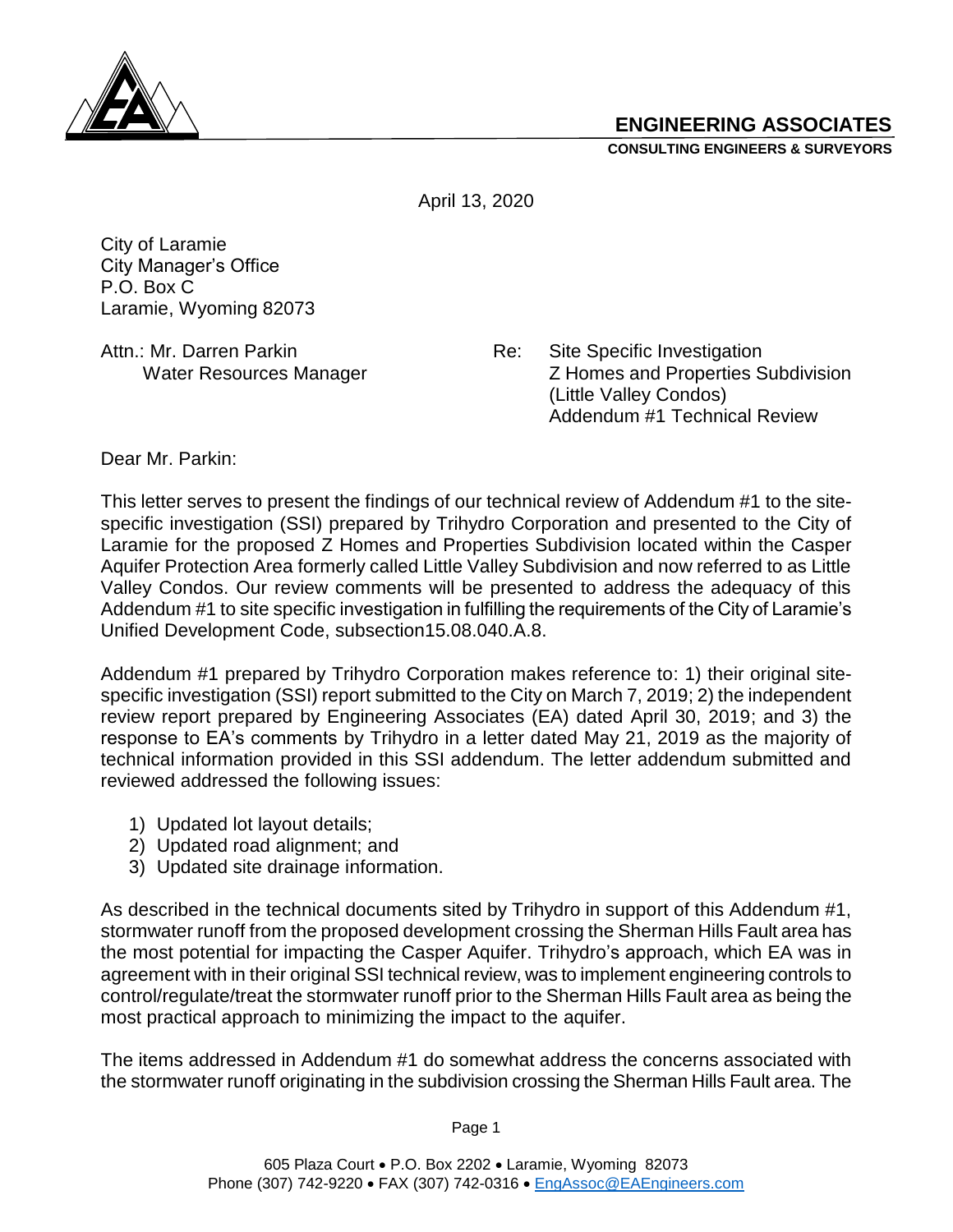**ENGINEERING ASSOCIATES**
**CONSULTING ENGINEERS & SURVEYORS**

April 13, 2020

City of Laramie
City Manager's Office
P.O. Box C
Laramie, Wyoming 82073

Attn.: Mr. Darren Parkin
Water Resources Manager

Re: Site Specific Investigation
Z Homes and Properties Subdivision
(Little Valley Condos)
Addendum #1 Technical Review

Dear Mr. Parkin:

This letter serves to present the findings of our technical review of Addendum #1 to the site-specific investigation (SSI) prepared by Trihydro Corporation and presented to the City of Laramie for the proposed Z Homes and Properties Subdivision located within the Casper Aquifer Protection Area formerly called Little Valley Subdivision and now referred to as Little Valley Condos. Our review comments will be presented to address the adequacy of this Addendum #1 to site specific investigation in fulfilling the requirements of the City of Laramie's Unified Development Code, subsection15.08.040.A.8.

Addendum #1 prepared by Trihydro Corporation makes reference to: 1) their original site-specific investigation (SSI) report submitted to the City on March 7, 2019; 2) the independent review report prepared by Engineering Associates (EA) dated April 30, 2019; and 3) the response to EA's comments by Trihydro in a letter dated May 21, 2019 as the majority of technical information provided in this SSI addendum. The letter addendum submitted and reviewed addressed the following issues:

1) Updated lot layout details;
2) Updated road alignment; and
3) Updated site drainage information.

As described in the technical documents sited by Trihydro in support of this Addendum #1, stormwater runoff from the proposed development crossing the Sherman Hills Fault area has the most potential for impacting the Casper Aquifer. Trihydro's approach, which EA was in agreement with in their original SSI technical review, was to implement engineering controls to control/regulate/treat the stormwater runoff prior to the Sherman Hills Fault area as being the most practical approach to minimizing the impact to the aquifer.

The items addressed in Addendum #1 do somewhat address the concerns associated with the stormwater runoff originating in the subdivision crossing the Sherman Hills Fault area. The

605 Plaza Court • P.O. Box 2202 • Laramie, Wyoming 82073
Phone (307) 742-9220 • FAX (307) 742-0316 • EngAssoc@EAEngineers.com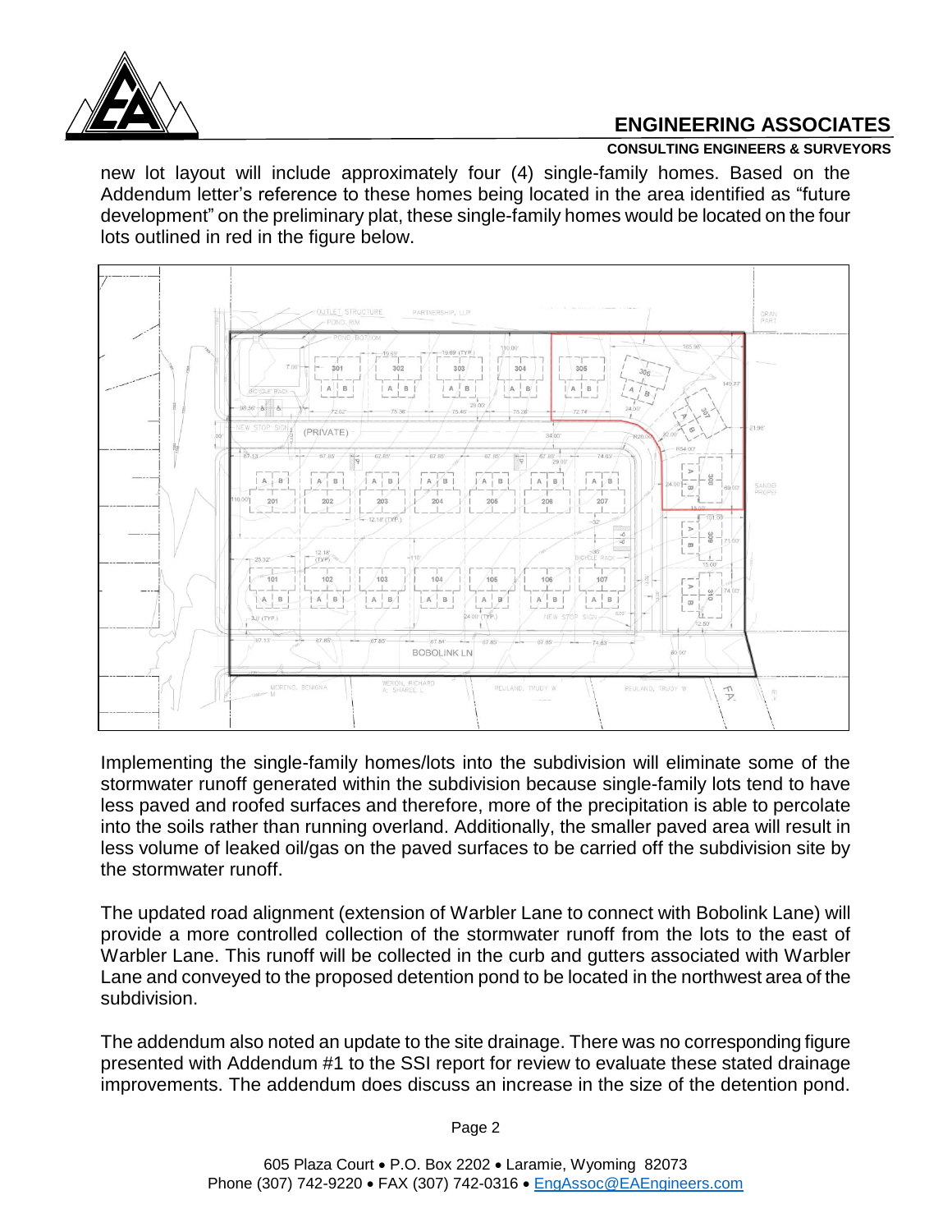new lot layout will include approximately four (4) single-family homes. Based on the Addendum letter's reference to these homes being located in the area identified as "future development" on the preliminary plat, these single-family homes would be located on the four lots outlined in red in the figure below.

Implementing the single-family homes/lots into the subdivision will eliminate some of the stormwater runoff generated within the subdivision because single-family lots tend to have less paved and roofed surfaces and therefore, more of the precipitation is able to percolate into the soils rather than running overland. Additionally, the smaller paved area will result in less volume of leaked oil/gas on the paved surfaces to be carried off the subdivision site by the stormwater runoff.

The updated road alignment (extension of Warbler Lane to connect with Bobolink Lane) will provide a more controlled collection of the stormwater runoff from the lots to the east of Warbler Lane. This runoff will be collected in the curb and gutters associated with Warbler Lane and conveyed to the proposed detention pond to be located in the northwest area of the subdivision.

The addendum also noted an update to the site drainage. There was no corresponding figure presented with Addendum #1 to the SSI report for review to evaluate these stated drainage improvements. The addendum does discuss an increase in the size of the detention pond.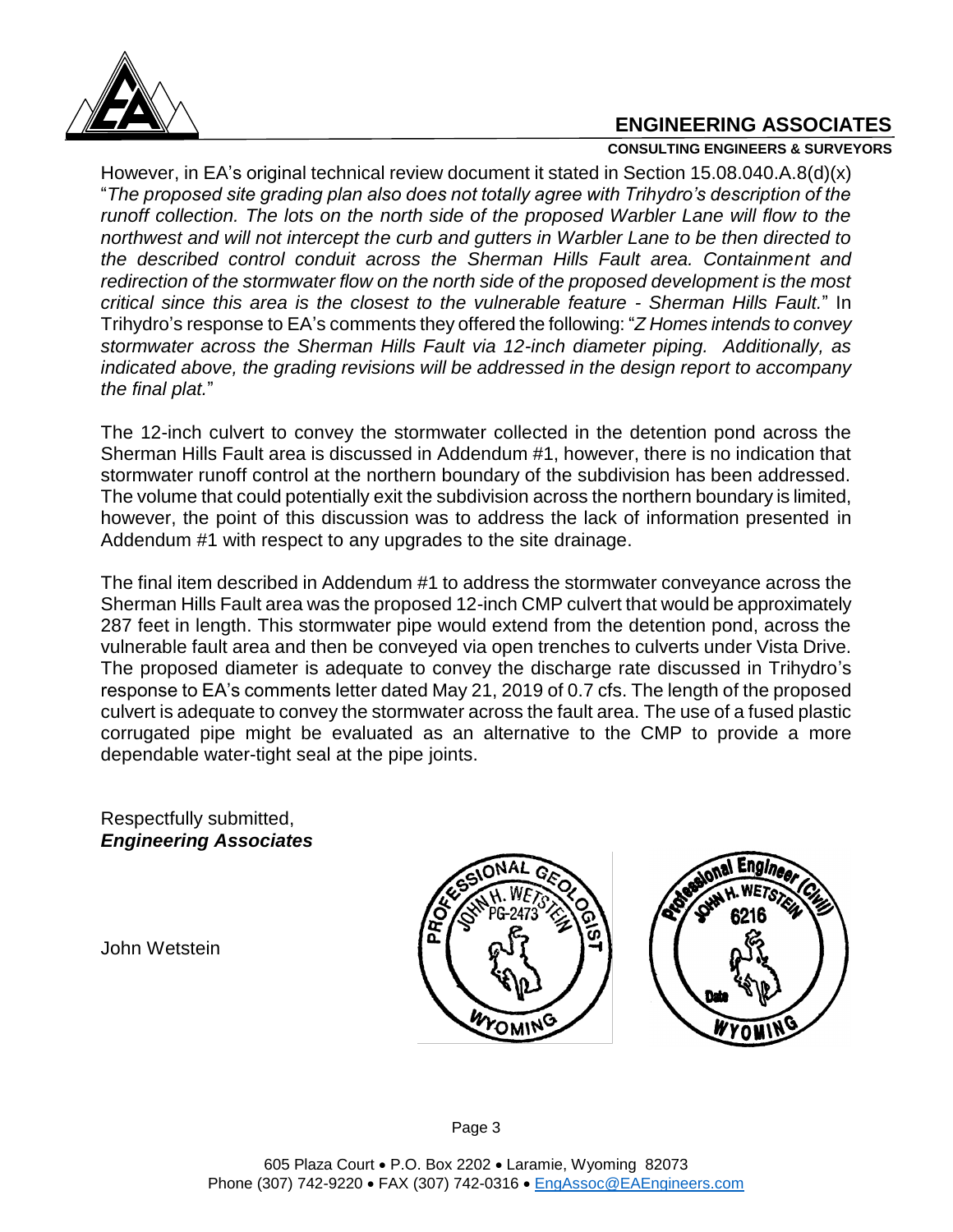However, in EA's original technical review document it stated in Section 15.08.040.A.8(d)(x) "*The proposed site grading plan also does not totally agree with Trihydro's description of the runoff collection. The lots on the north side of the proposed Warbler Lane will flow to the northwest and will not intercept the curb and gutters in Warbler Lane to be then directed to the described control conduit across the Sherman Hills Fault area. Containment and redirection of the stormwater flow on the north side of the proposed development is the most critical since this area is the closest to the vulnerable feature - Sherman Hills Fault.*" In Trihydro's response to EA's comments they offered the following: "*Z Homes intends to convey stormwater across the Sherman Hills Fault via 12-inch diameter piping. Additionally, as indicated above, the grading revisions will be addressed in the design report to accompany the final plat.*"

The 12-inch culvert to convey the stormwater collected in the detention pond across the Sherman Hills Fault area is discussed in Addendum #1, however, there is no indication that stormwater runoff control at the northern boundary of the subdivision has been addressed. The volume that could potentially exit the subdivision across the northern boundary is limited, however, the point of this discussion was to address the lack of information presented in Addendum #1 with respect to any upgrades to the site drainage.

The final item described in Addendum #1 to address the stormwater conveyance across the Sherman Hills Fault area was the proposed 12-inch CMP culvert that would be approximately 287 feet in length. This stormwater pipe would extend from the detention pond, across the vulnerable fault area and then be conveyed via open trenches to culverts under Vista Drive. The proposed diameter is adequate to convey the discharge rate discussed in Trihydro's response to EA's comments letter dated May 21, 2019 of 0.7 cfs. The length of the proposed culvert is adequate to convey the stormwater across the fault area. The use of a fused plastic corrugated pipe might be evaluated as an alternative to the CMP to provide a more dependable water-tight seal at the pipe joints.

Respectfully submitted,
***Engineering Associates***

John Wetstein

PROFESSIONAL GEOLOGIST
JOHN H. WETSTEIN
PG-2473
WYOMING

Professional Engineer (Civil)
JOHN H. WETSTEIN
6216
Date
WYOMING